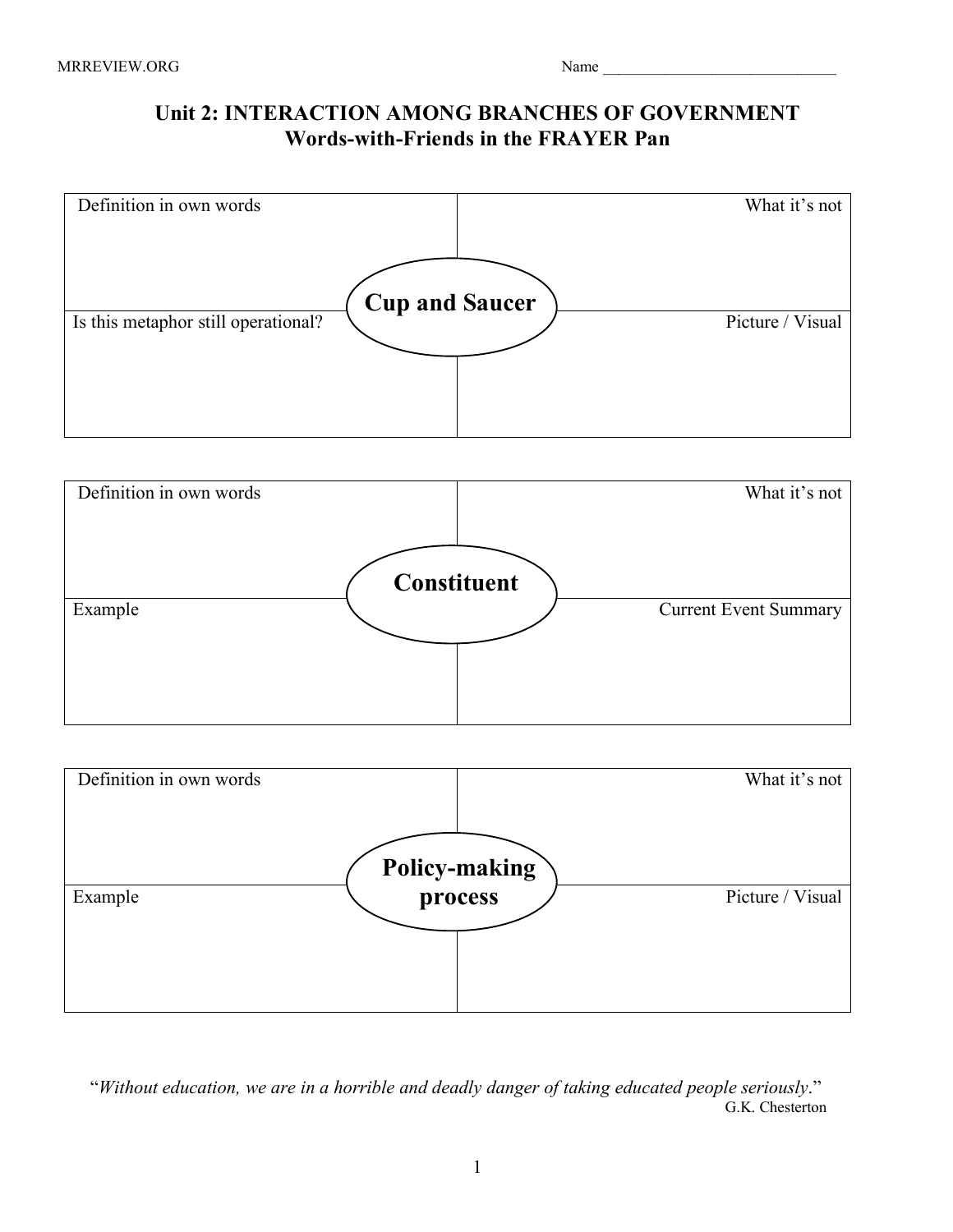MRREVIEW.ORG

Name ______________________________

# Unit 2: INTERACTION AMONG BRANCHES OF GOVERNMENT
## Words-with-Friends in the FRAYER Pan

**Cup and Saucer**

| Definition in own words | What it's not |
|---|---|
| | |
| **Is this metaphor still operational?** | **Picture / Visual** |
| | |

**Constituent**

| Definition in own words | What it's not |
|---|---|
| | |
| **Example** | **Current Event Summary** |
| | |

**Policy-making process**

| Definition in own words | What it's not |
|---|---|
| | |
| **Example** | **Picture / Visual** |
| | |

"*Without education, we are in a horrible and deadly danger of taking educated people seriously*."
G.K. Chesterton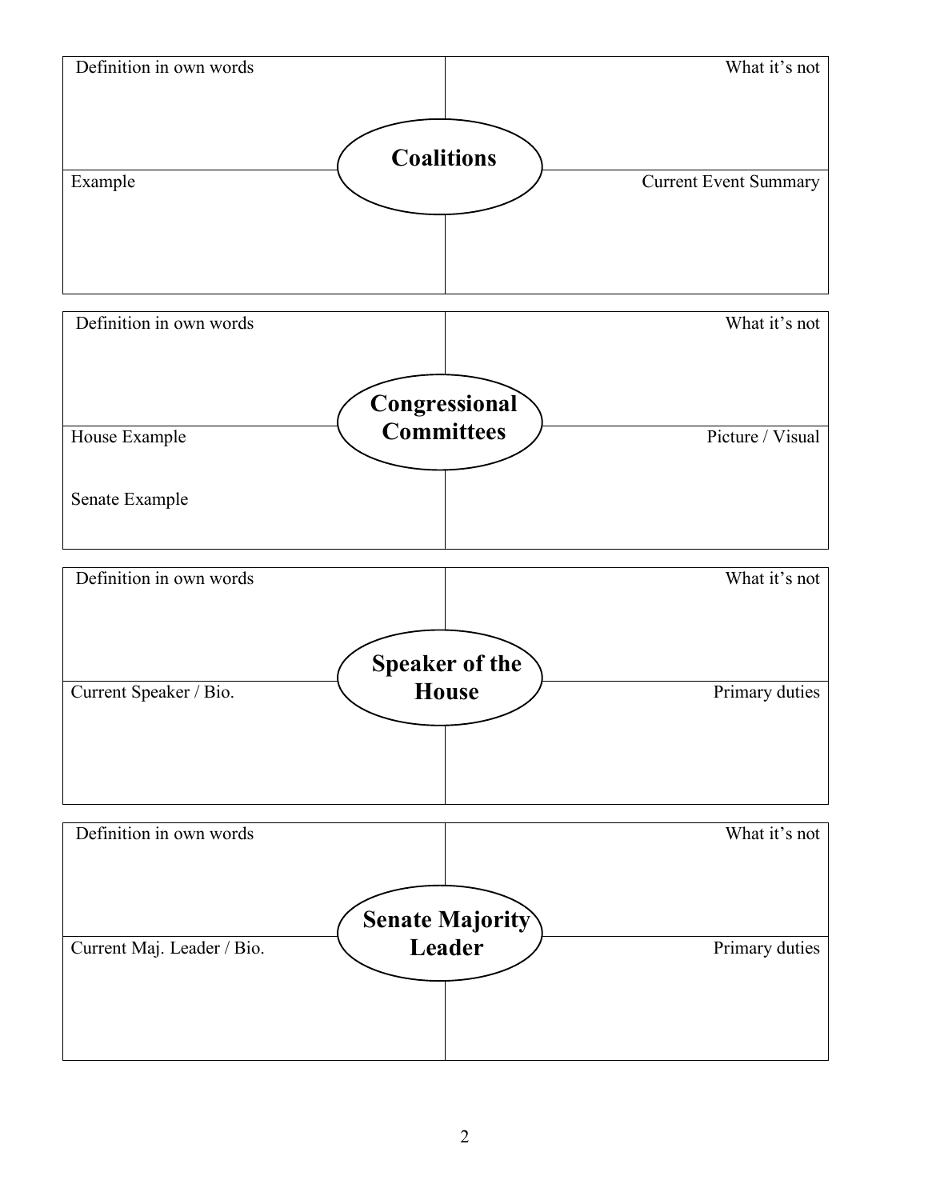## Coalitions

| Definition in own words | What it's not |
| --- | --- |
| | |
| **Example** | **Current Event Summary** |
| | |

## Congressional Committees

| Definition in own words | What it's not |
| --- | --- |
| | |
| **House Example** | **Picture / Visual** |
| | |
| **Senate Example** | |
| | |

## Speaker of the House

| Definition in own words | What it's not |
| --- | --- |
| | |
| **Current Speaker / Bio.** | **Primary duties** |
| | |

## Senate Majority Leader

| Definition in own words | What it's not |
| --- | --- |
| | |
| **Current Maj. Leader / Bio.** | **Primary duties** |
| | |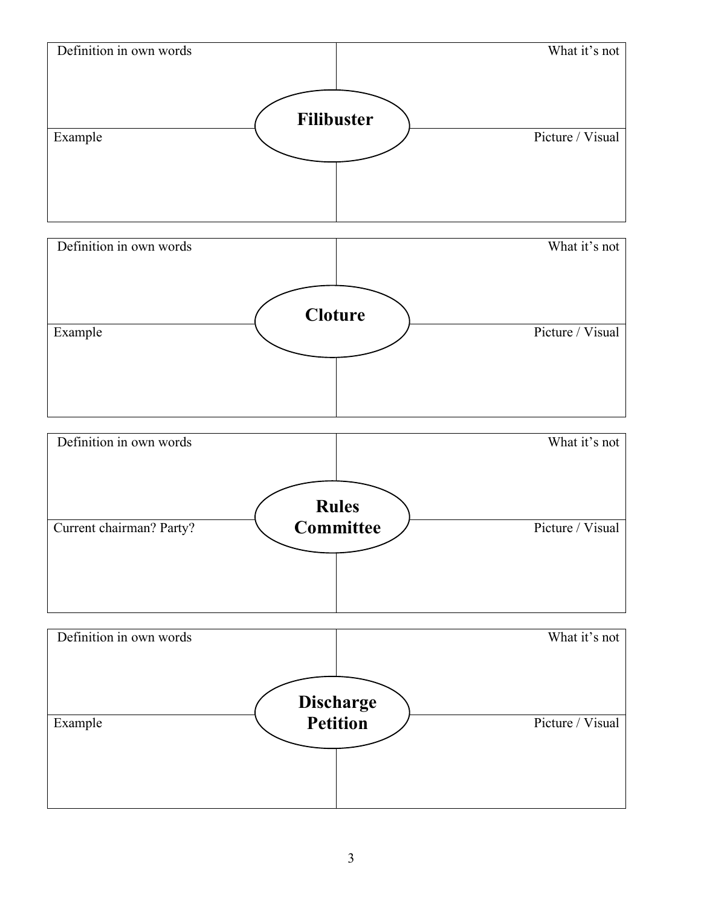| Definition in own words | What it's not |
| --- | --- |
| **Filibuster** | |
| Example | Picture / Visual |

| Definition in own words | What it's not |
| --- | --- |
| **Cloture** | |
| Example | Picture / Visual |

| Definition in own words | What it's not |
| --- | --- |
| **Rules Committee** | |
| Current chairman? Party? | Picture / Visual |

| Definition in own words | What it's not |
| --- | --- |
| **Discharge Petition** | |
| Example | Picture / Visual |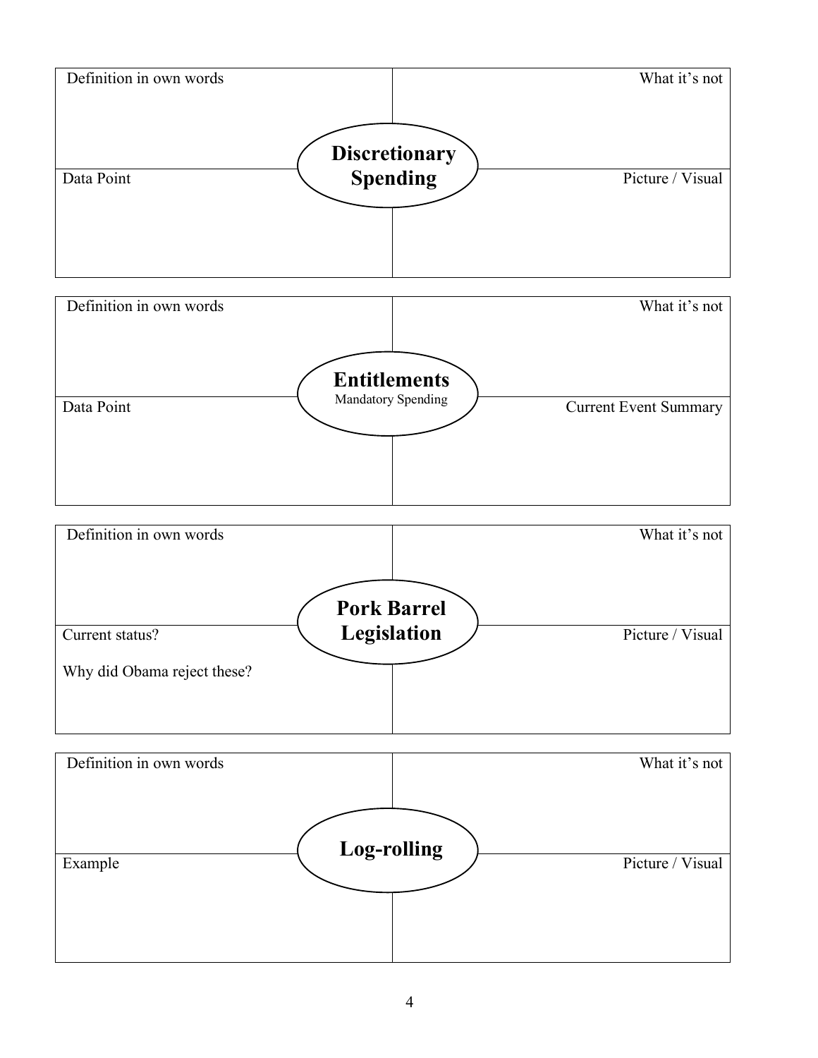## Discretionary Spending

| Definition in own words | What it's not |
| --- | --- |
| | |

| Data Point | Picture / Visual |
| --- | --- |
| | |

## Entitlements

Mandatory Spending

| Definition in own words | What it's not |
| --- | --- |
| | |

| Data Point | Current Event Summary |
| --- | --- |
| | |

## Pork Barrel Legislation

| Definition in own words | What it's not |
| --- | --- |
| | |

| Current status?<br><br>Why did Obama reject these? | Picture / Visual |
| --- | --- |
| | |

## Log-rolling

| Definition in own words | What it's not |
| --- | --- |
| | |

| Example | Picture / Visual |
| --- | --- |
| | |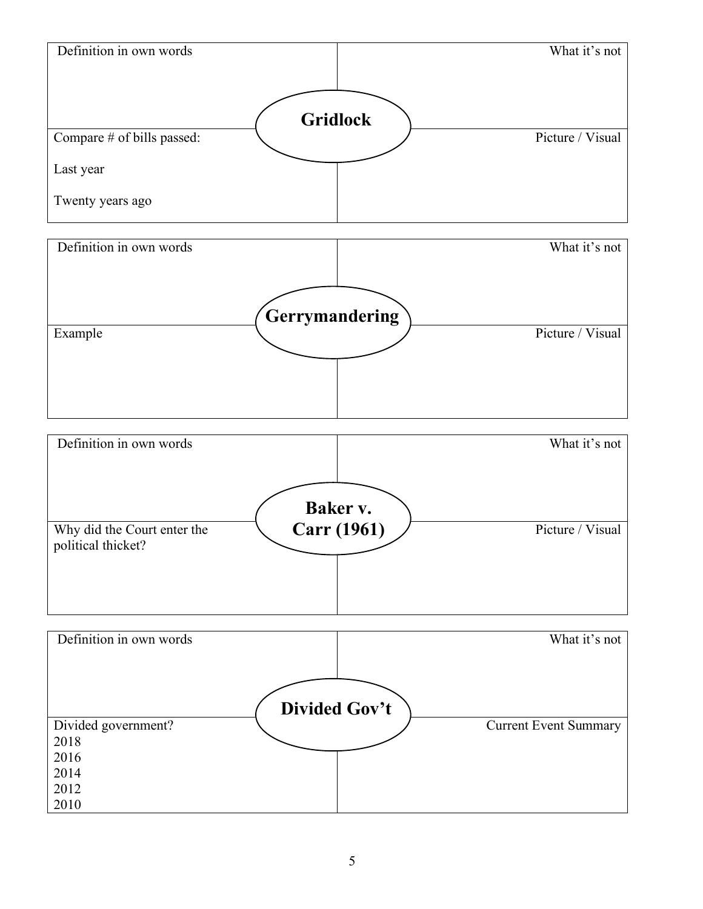## Gridlock

| Definition in own words | What it's not |
|---|---|
| | |
| **Compare # of bills passed:**<br><br>Last year<br><br>Twenty years ago | **Picture / Visual** |

## Gerrymandering

| Definition in own words | What it's not |
|---|---|
| | |
| **Example** | **Picture / Visual** |

## Baker v. Carr (1961)

| Definition in own words | What it's not |
|---|---|
| | |
| **Why did the Court enter the political thicket?** | **Picture / Visual** |

## Divided Gov't

| Definition in own words | What it's not |
|---|---|
| | |
| **Divided government?**<br>2018<br>2016<br>2014<br>2012<br>2010 | **Current Event Summary** |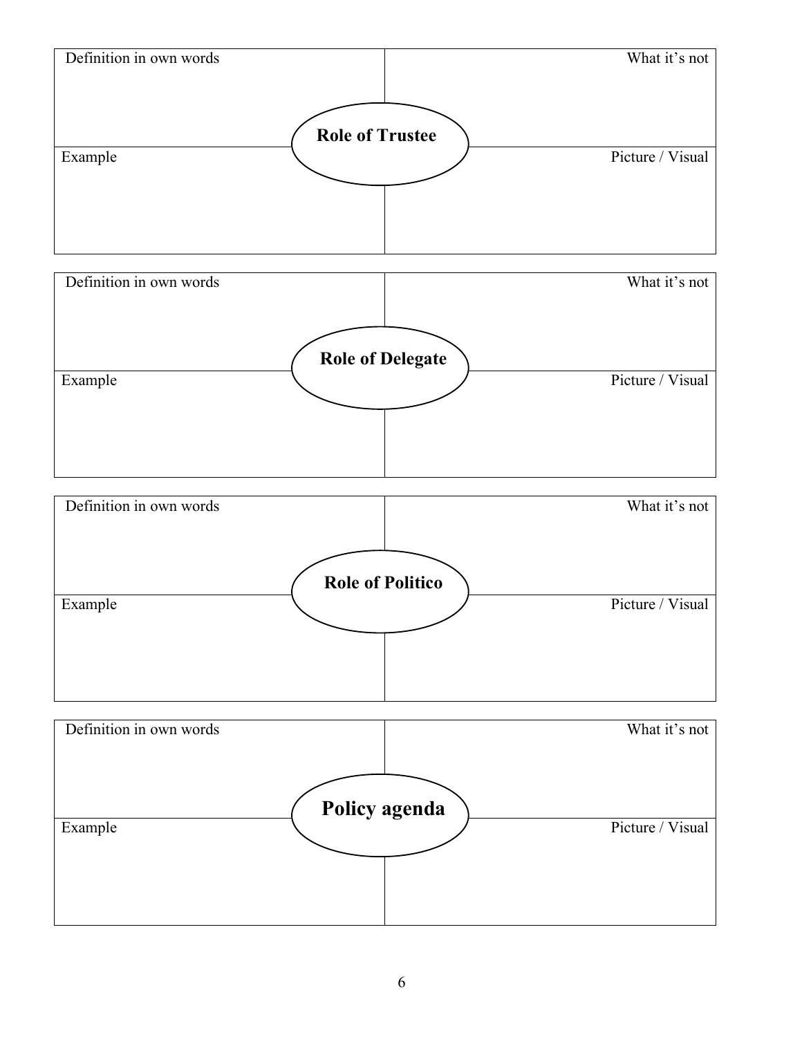| Definition in own words | What it's not |
|---|---|
| **Role of Trustee** | |
| Example | Picture / Visual |

| Definition in own words | What it's not |
|---|---|
| **Role of Delegate** | |
| Example | Picture / Visual |

| Definition in own words | What it's not |
|---|---|
| **Role of Politico** | |
| Example | Picture / Visual |

| Definition in own words | What it's not |
|---|---|
| **Policy agenda** | |
| Example | Picture / Visual |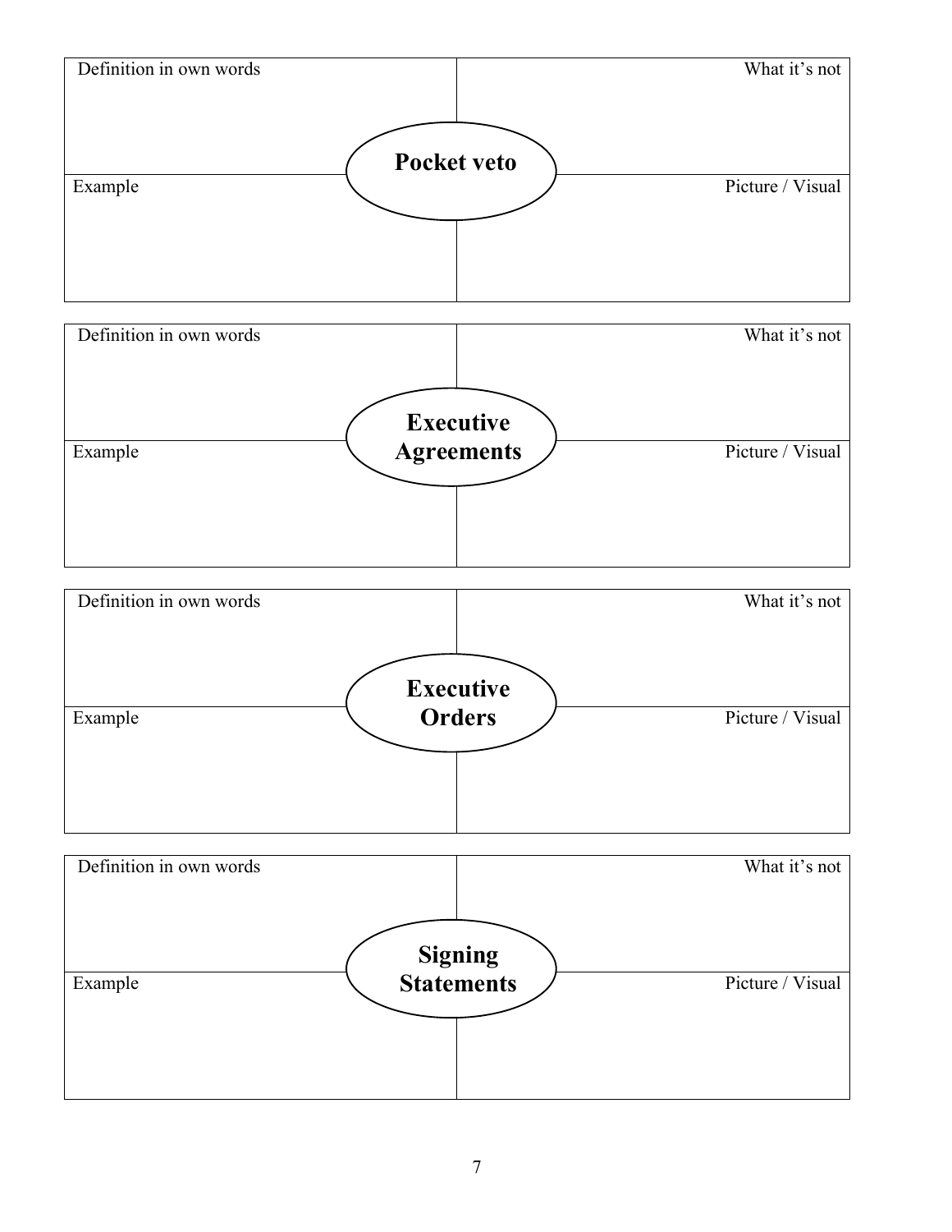| Definition in own words | What it's not |
| --- | --- |
| **Pocket veto** | |
| Example | Picture / Visual |

| Definition in own words | What it's not |
| --- | --- |
| **Executive Agreements** | |
| Example | Picture / Visual |

| Definition in own words | What it's not |
| --- | --- |
| **Executive Orders** | |
| Example | Picture / Visual |

| Definition in own words | What it's not |
| --- | --- |
| **Signing Statements** | |
| Example | Picture / Visual |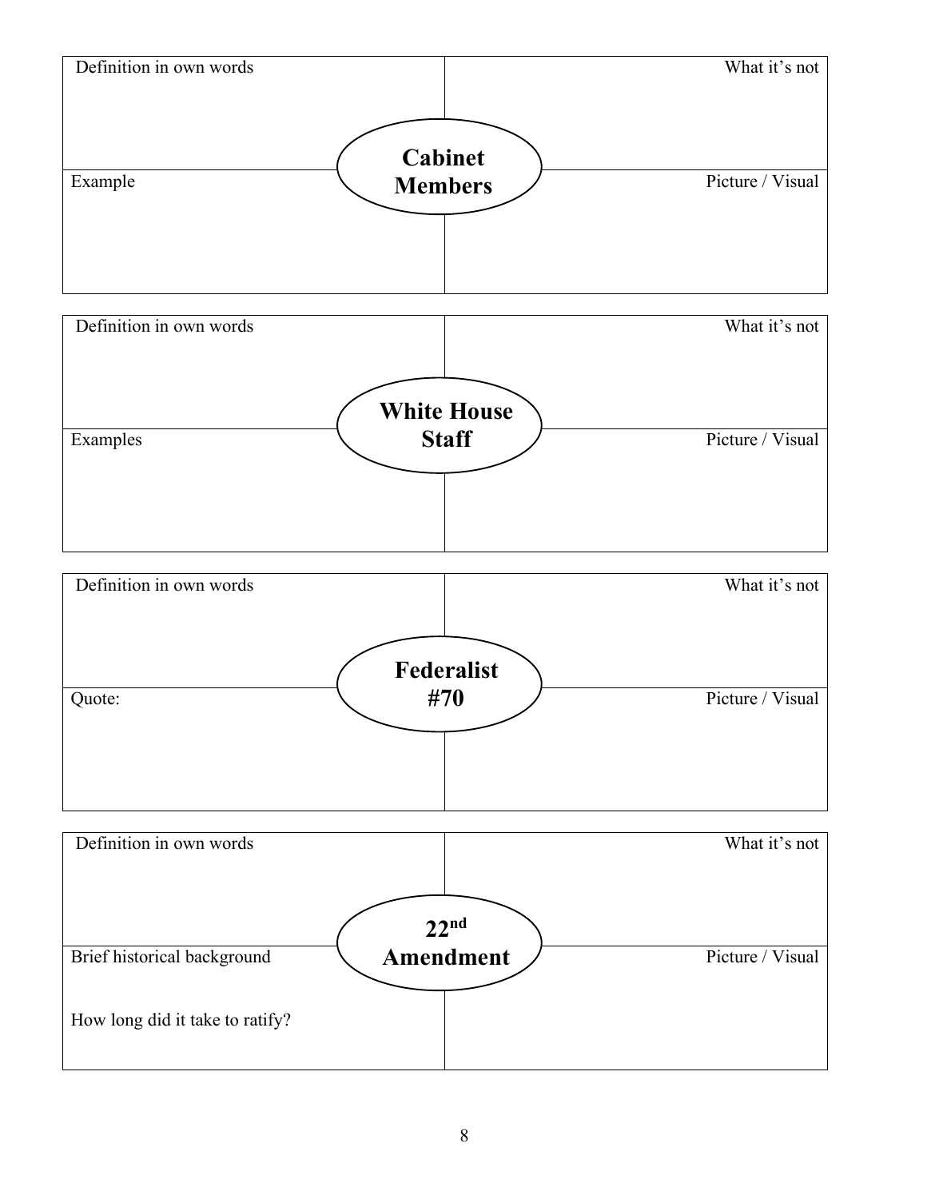| Definition in own words | What it's not |
| --- | --- |
| **Cabinet Members** | |
| Example | Picture / Visual |

| Definition in own words | What it's not |
| --- | --- |
| **White House Staff** | |
| Examples | Picture / Visual |

| Definition in own words | What it's not |
| --- | --- |
| **Federalist #70** | |
| Quote: | Picture / Visual |

| Definition in own words | What it's not |
| --- | --- |
| **22nd Amendment** | |
| Brief historical background<br><br>How long did it take to ratify? | Picture / Visual |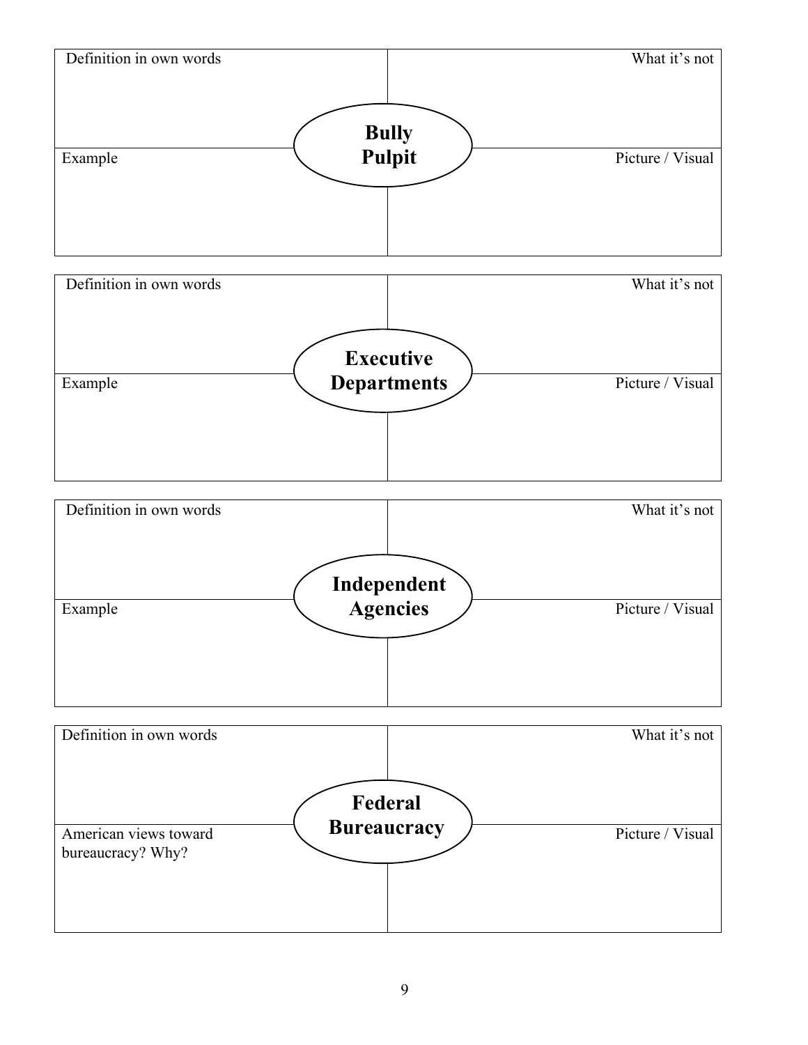## Bully Pulpit

| Definition in own words | What it's not |
| --- | --- |
| | |

| Example | Picture / Visual |
| --- | --- |
| | |

## Executive Departments

| Definition in own words | What it's not |
| --- | --- |
| | |

| Example | Picture / Visual |
| --- | --- |
| | |

## Independent Agencies

| Definition in own words | What it's not |
| --- | --- |
| | |

| Example | Picture / Visual |
| --- | --- |
| | |

## Federal Bureaucracy

| Definition in own words | What it's not |
| --- | --- |
| | |

| American views toward bureaucracy? Why? | Picture / Visual |
| --- | --- |
| | |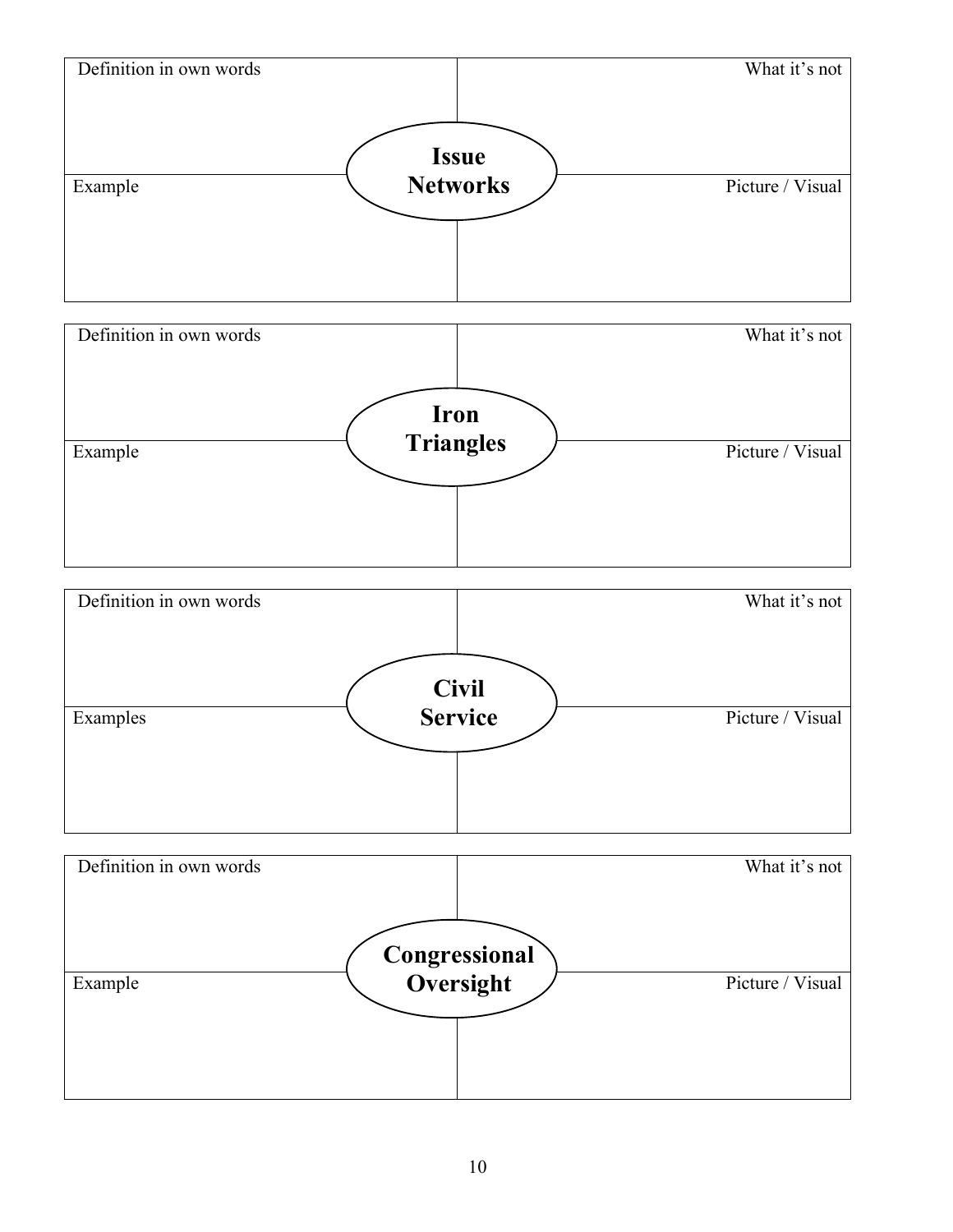| Definition in own words | What it's not |
|---|---|
| **Issue Networks** | |
| Example | Picture / Visual |

| Definition in own words | What it's not |
|---|---|
| **Iron Triangles** | |
| Example | Picture / Visual |

| Definition in own words | What it's not |
|---|---|
| **Civil Service** | |
| Examples | Picture / Visual |

| Definition in own words | What it's not |
|---|---|
| **Congressional Oversight** | |
| Example | Picture / Visual |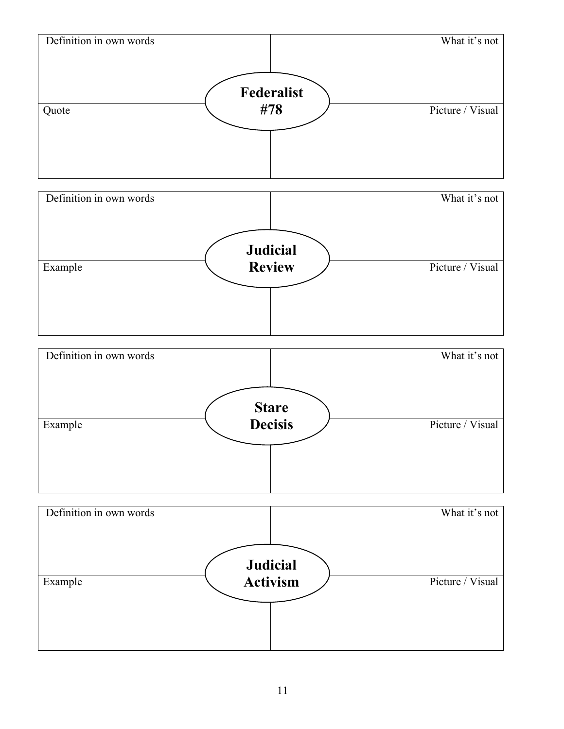| Definition in own words | What it's not |
| --- | --- |
| **Federalist #78** | |
| Quote | Picture / Visual |

| Definition in own words | What it's not |
| --- | --- |
| **Judicial Review** | |
| Example | Picture / Visual |

| Definition in own words | What it's not |
| --- | --- |
| **Stare Decisis** | |
| Example | Picture / Visual |

| Definition in own words | What it's not |
| --- | --- |
| **Judicial Activism** | |
| Example | Picture / Visual |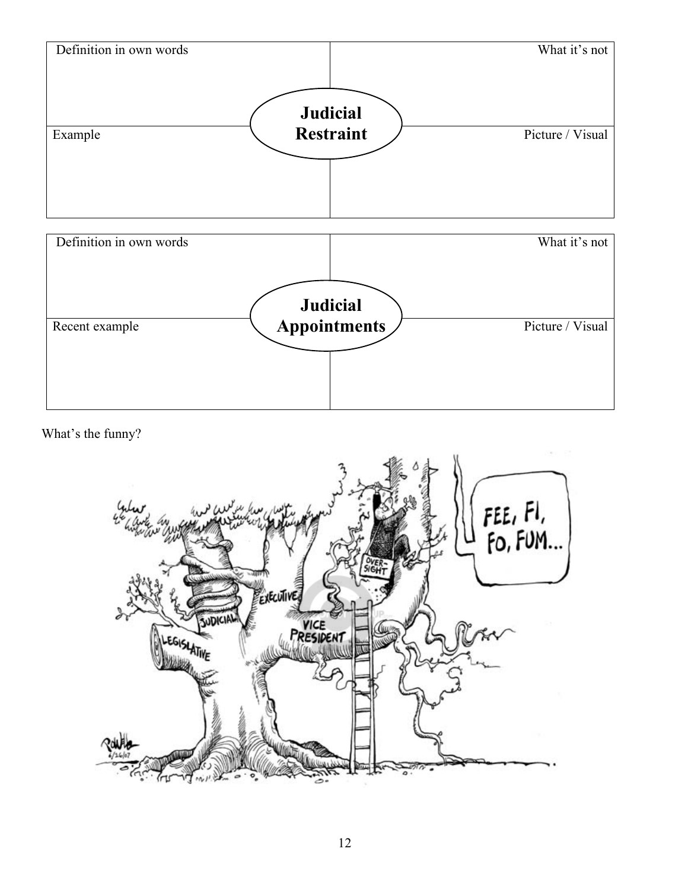| Definition in own words | What it's not |
| --- | --- |
| **Judicial Restraint** | |
| Example | Picture / Visual |

| Definition in own words | What it's not |
| --- | --- |
| **Judicial Appointments** | |
| Recent example | Picture / Visual |

What's the funny?